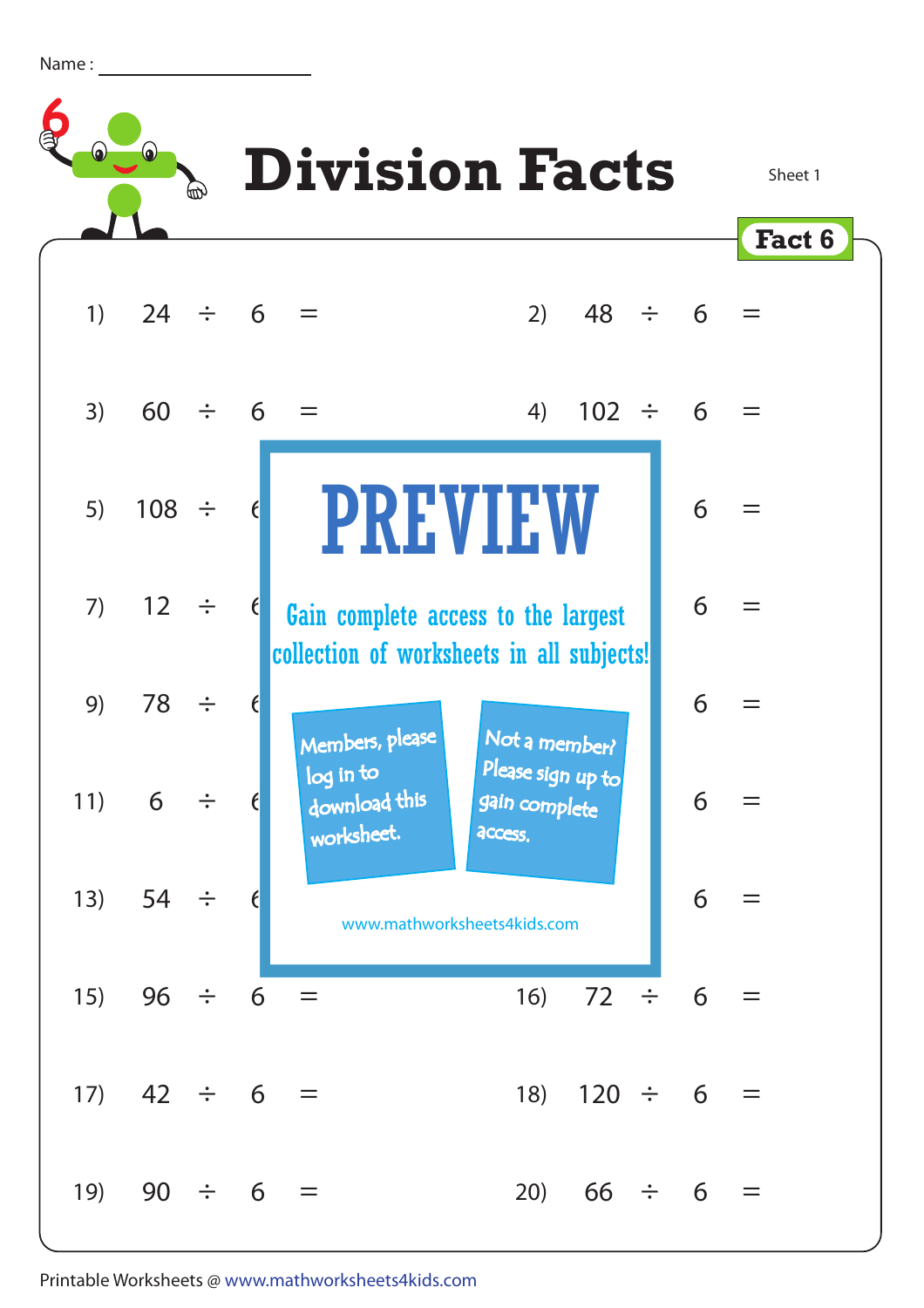Name : ____________________

# Division Facts

Sheet 1

**Fact 6**

1) $24 \div 6 =$

2) $48 \div 6 =$

3) $60 \div 6 =$

4) $102 \div 6 =$

5) $108 \div 6$

6) $6 =$

7) $12 \div 6$

8) $6 =$

9) $78 \div 6$

10) $6 =$

11) $6 \div 6$

12) $6 =$

13) $54 \div 6$

14) $6 =$

15) $96 \div 6 =$

16) $72 \div 6 =$

17) $42 \div 6 =$

18) $120 \div 6 =$

19) $90 \div 6 =$

20) $66 \div 6 =$

**PREVIEW**

Gain complete access to the largest collection of worksheets in all subjects!

Members, please log in to download this worksheet.

Not a member? Please sign up to gain complete access.

www.mathworksheets4kids.com

Printable Worksheets @ www.mathworksheets4kids.com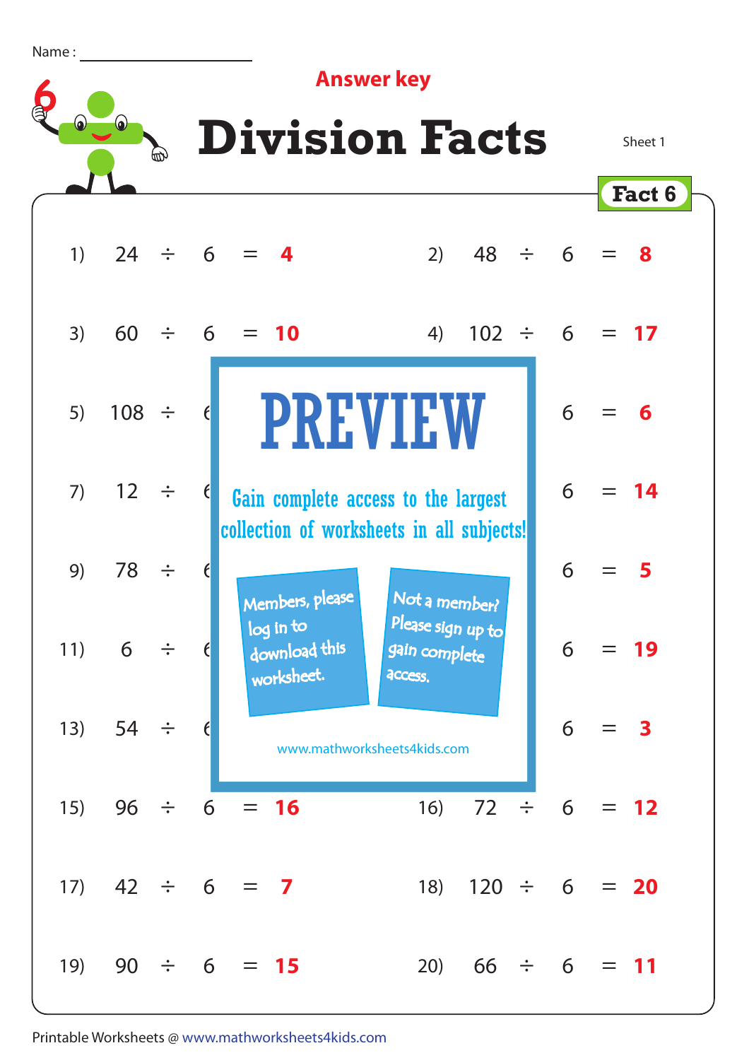Name : ____________________

**Answer key**

# Division Facts

Sheet 1

**Fact 6**

| | |
|---|---|
| 1) 24 ÷ 6 = **4** | 2) 48 ÷ 6 = **8** |
| 3) 60 ÷ 6 = **10** | 4) 102 ÷ 6 = **17** |
| 5) 108 ÷ 6 | 6 = **6** |
| 7) 12 ÷ 6 | 6 = **14** |
| 9) 78 ÷ 6 | 6 = **5** |
| 11) 6 ÷ 6 | 6 = **19** |
| 13) 54 ÷ 6 | 6 = **3** |
| 15) 96 ÷ 6 = **16** | 16) 72 ÷ 6 = **12** |
| 17) 42 ÷ 6 = **7** | 18) 120 ÷ 6 = **20** |
| 19) 90 ÷ 6 = **15** | 20) 66 ÷ 6 = **11** |

**PREVIEW**

Gain complete access to the largest collection of worksheets in all subjects!

Members, please log in to download this worksheet.

Not a member? Please sign up to gain complete access.

www.mathworksheets4kids.com